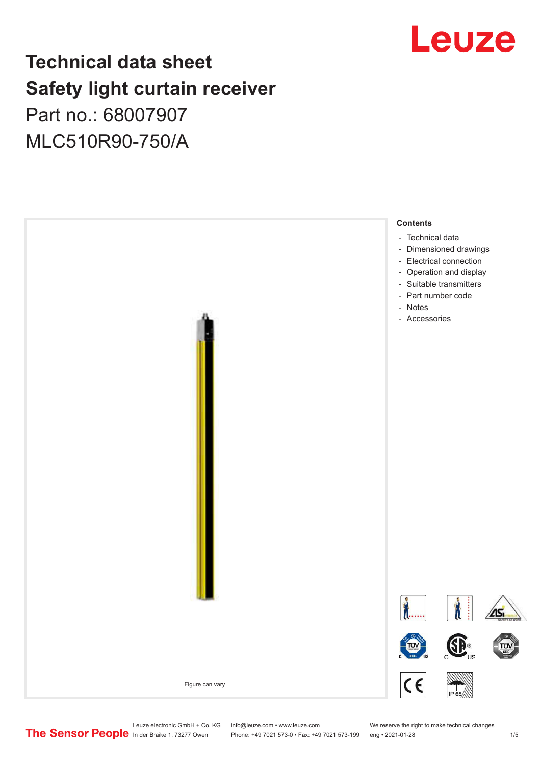# Technical data sheet
# Safety light curtain receiver

Part no.: 68007907

MLC510R90-750/A

Figure can vary

**Contents**

- Technical data
- Dimensioned drawings
- Electrical connection
- Operation and display
- Suitable transmitters
- Part number code
- Notes
- Accessories

Leuze electronic GmbH + Co. KG
In der Braike 1, 73277 Owen

info@leuze.com • www.leuze.com
Phone: +49 7021 573-0 • Fax: +49 7021 573-199

We reserve the right to make technical changes
eng • 2021-01-28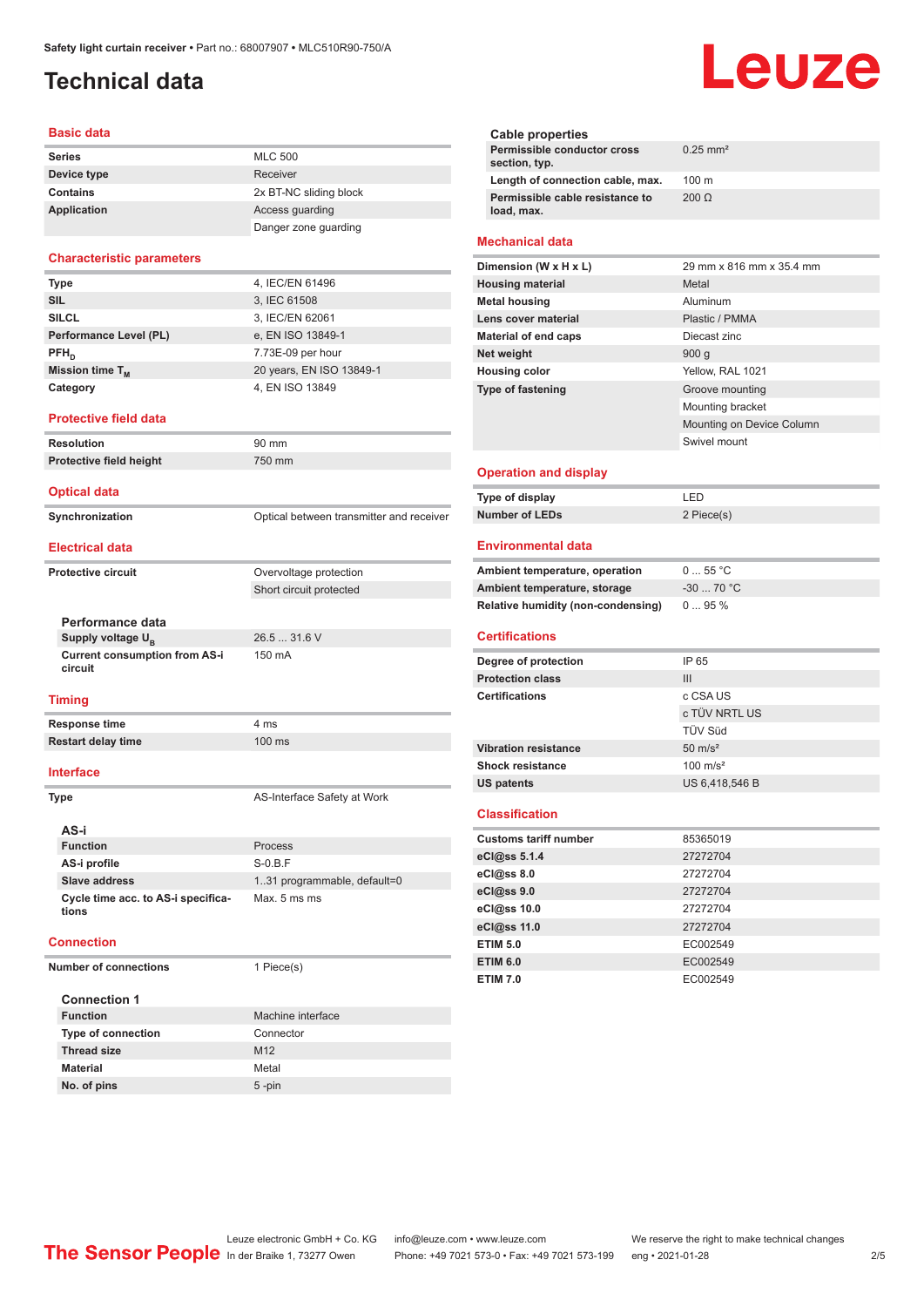Safety light curtain receiver • Part no.: 68007907 • MLC510R90-750/A

# Technical data

## Basic data

| | |
|---|---|
| **Series** | MLC 500 |
| **Device type** | Receiver |
| **Contains** | 2x BT-NC sliding block |
| **Application** | Access guarding |
| | Danger zone guarding |

## Characteristic parameters

| | |
|---|---|
| **Type** | 4, IEC/EN 61496 |
| **SIL** | 3, IEC 61508 |
| **SILCL** | 3, IEC/EN 62061 |
| **Performance Level (PL)** | e, EN ISO 13849-1 |
| **$PFH_D$** | 7.73E-09 per hour |
| **Mission time $T_M$** | 20 years, EN ISO 13849-1 |
| **Category** | 4, EN ISO 13849 |

## Protective field data

| | |
|---|---|
| **Resolution** | 90 mm |
| **Protective field height** | 750 mm |

## Optical data

| | |
|---|---|
| **Synchronization** | Optical between transmitter and receiver |

## Electrical data

| | |
|---|---|
| **Protective circuit** | Overvoltage protection |
| | Short circuit protected |

### Performance data

| | |
|---|---|
| **Supply voltage $U_B$** | 26.5 ... 31.6 V |
| **Current consumption from AS-i circuit** | 150 mA |

## Timing

| | |
|---|---|
| **Response time** | 4 ms |
| **Restart delay time** | 100 ms |

## Interface

| | |
|---|---|
| **Type** | AS-Interface Safety at Work |

### AS-i

| | |
|---|---|
| **Function** | Process |
| **AS-i profile** | S-0.B.F |
| **Slave address** | 1..31 programmable, default=0 |
| **Cycle time acc. to AS-i specifications** | Max. 5 ms ms |

## Connection

| | |
|---|---|
| **Number of connections** | 1 Piece(s) |

### Connection 1

| | |
|---|---|
| **Function** | Machine interface |
| **Type of connection** | Connector |
| **Thread size** | M12 |
| **Material** | Metal |
| **No. of pins** | 5 -pin |

### Cable properties

| | |
|---|---|
| **Permissible conductor cross section, typ.** | 0.25 mm² |
| **Length of connection cable, max.** | 100 m |
| **Permissible cable resistance to load, max.** | 200 Ω |

## Mechanical data

| | |
|---|---|
| **Dimension (W x H x L)** | 29 mm x 816 mm x 35.4 mm |
| **Housing material** | Metal |
| **Metal housing** | Aluminum |
| **Lens cover material** | Plastic / PMMA |
| **Material of end caps** | Diecast zinc |
| **Net weight** | 900 g |
| **Housing color** | Yellow, RAL 1021 |
| **Type of fastening** | Groove mounting |
| | Mounting bracket |
| | Mounting on Device Column |
| | Swivel mount |

## Operation and display

| | |
|---|---|
| **Type of display** | LED |
| **Number of LEDs** | 2 Piece(s) |

## Environmental data

| | |
|---|---|
| **Ambient temperature, operation** | 0 ... 55 °C |
| **Ambient temperature, storage** | -30 ... 70 °C |
| **Relative humidity (non-condensing)** | 0 ... 95 % |

## Certifications

| | |
|---|---|
| **Degree of protection** | IP 65 |
| **Protection class** | III |
| **Certifications** | c CSA US |
| | c TÜV NRTL US |
| | TÜV Süd |
| **Vibration resistance** | 50 m/s² |
| **Shock resistance** | 100 m/s² |
| **US patents** | US 6,418,546 B |

## Classification

| | |
|---|---|
| **Customs tariff number** | 85365019 |
| **eCl@ss 5.1.4** | 27272704 |
| **eCl@ss 8.0** | 27272704 |
| **eCl@ss 9.0** | 27272704 |
| **eCl@ss 10.0** | 27272704 |
| **eCl@ss 11.0** | 27272704 |
| **ETIM 5.0** | EC002549 |
| **ETIM 6.0** | EC002549 |
| **ETIM 7.0** | EC002549 |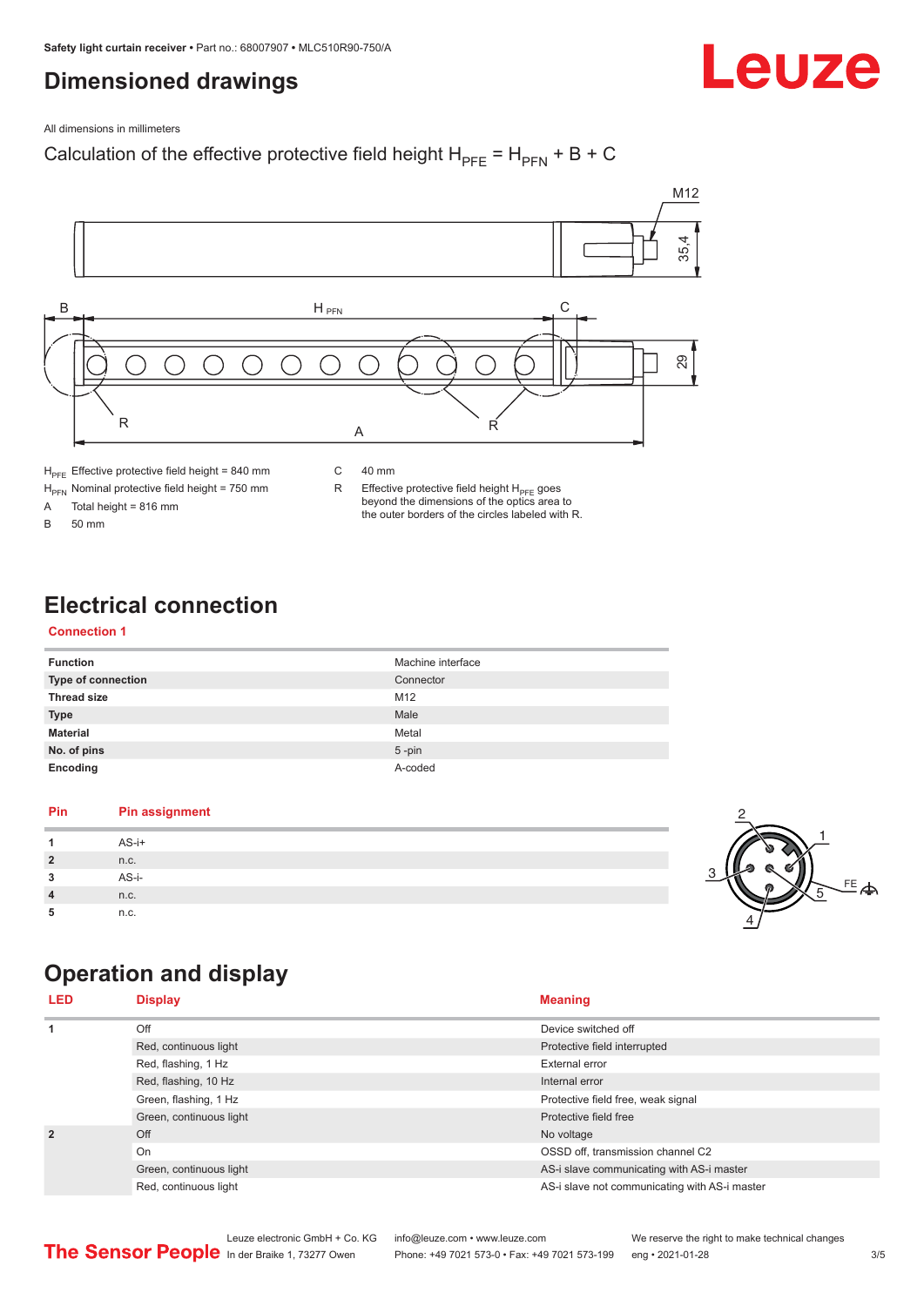## Dimensioned drawings

All dimensions in millimeters

Calculation of the effective protective field height $H_{PFE} = H_{PFN} + B + C$

| | | | |
|---|---|---|---|
| $H_{PFE}$ | Effective protective field height = 840 mm | C | 40 mm |
| $H_{PFN}$ | Nominal protective field height = 750 mm | R | Effective protective field height $H_{PFE}$ goes beyond the dimensions of the optics area to the outer borders of the circles labeled with R. |
| A | Total height = 816 mm | | |
| B | 50 mm | | |

## Electrical connection

### Connection 1

| | |
|---|---|
| **Function** | Machine interface |
| **Type of connection** | Connector |
| **Thread size** | M12 |
| **Type** | Male |
| **Material** | Metal |
| **No. of pins** | 5 -pin |
| **Encoding** | A-coded |

| Pin | Pin assignment |
|---|---|
| 1 | AS-i+ |
| 2 | n.c. |
| 3 | AS-i- |
| 4 | n.c. |
| 5 | n.c. |

## Operation and display

| LED | Display | Meaning |
|---|---|---|
| 1 | Off | Device switched off |
| | Red, continuous light | Protective field interrupted |
| | Red, flashing, 1 Hz | External error |
| | Red, flashing, 10 Hz | Internal error |
| | Green, flashing, 1 Hz | Protective field free, weak signal |
| | Green, continuous light | Protective field free |
| 2 | Off | No voltage |
| | On | OSSD off, transmission channel C2 |
| | Green, continuous light | AS-i slave communicating with AS-i master |
| | Red, continuous light | AS-i slave not communicating with AS-i master |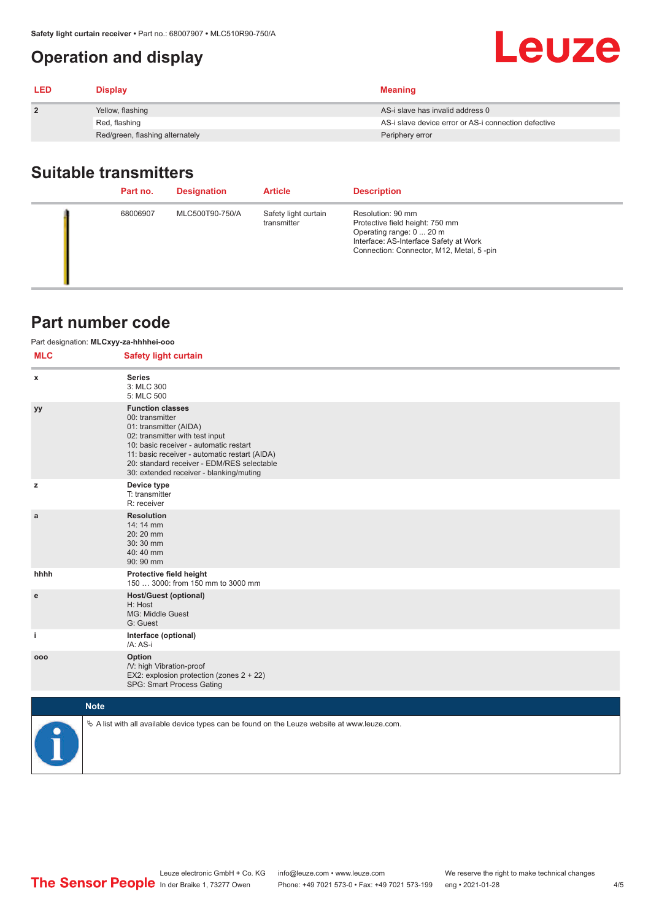## Operation and display

| LED | Display | Meaning |
|---|---|---|
| 2 | Yellow, flashing | AS-i slave has invalid address 0 |
| | Red, flashing | AS-i slave device error or AS-i connection defective |
| | Red/green, flashing alternately | Periphery error |

## Suitable transmitters

| | Part no. | Designation | Article | Description |
|---|---|---|---|---|
| | 68006907 | MLC500T90-750/A | Safety light curtain transmitter | Resolution: 90 mm<br>Protective field height: 750 mm<br>Operating range: 0 ... 20 m<br>Interface: AS-Interface Safety at Work<br>Connection: Connector, M12, Metal, 5 -pin |

## Part number code

Part designation: **MLCxyy-za-hhhhei-ooo**

| MLC | Safety light curtain |
|---|---|
| x | **Series**<br>3: MLC 300<br>5: MLC 500 |
| yy | **Function classes**<br>00: transmitter<br>01: transmitter (AIDA)<br>02: transmitter with test input<br>10: basic receiver - automatic restart<br>11: basic receiver - automatic restart (AIDA)<br>20: standard receiver - EDM/RES selectable<br>30: extended receiver - blanking/muting |
| z | **Device type**<br>T: transmitter<br>R: receiver |
| a | **Resolution**<br>14: 14 mm<br>20: 20 mm<br>30: 30 mm<br>40: 40 mm<br>90: 90 mm |
| hhhh | **Protective field height**<br>150 … 3000: from 150 mm to 3000 mm |
| e | **Host/Guest (optional)**<br>H: Host<br>MG: Middle Guest<br>G: Guest |
| i | **Interface (optional)**<br>/A: AS-i |
| ooo | **Option**<br>/V: high Vibration-proof<br>EX2: explosion protection (zones 2 + 22)<br>SPG: Smart Process Gating |

**Note**

A list with all available device types can be found on the Leuze website at www.leuze.com.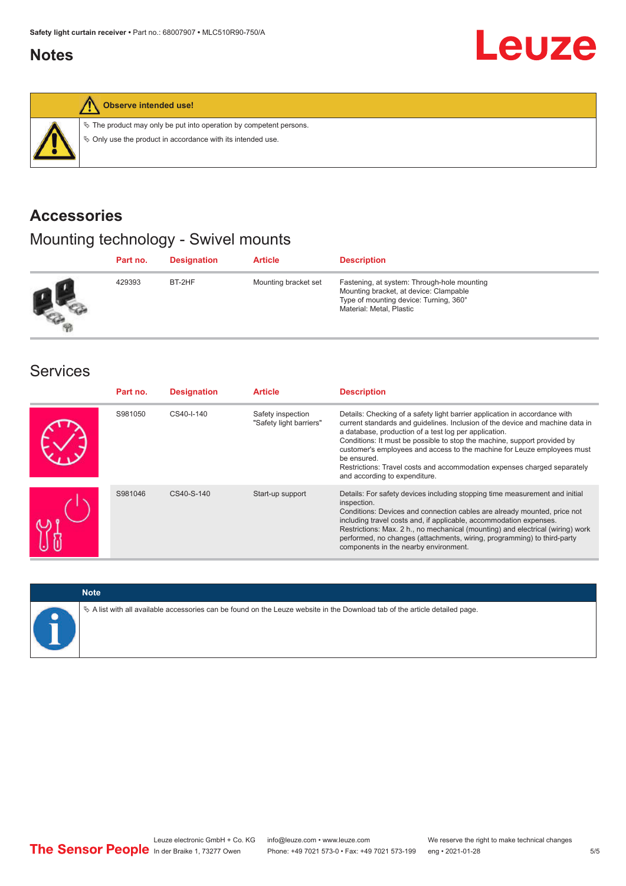## Notes

**Observe intended use!**

- ↳ The product may only be put into operation by competent persons.
- ↳ Only use the product in accordance with its intended use.

# Accessories

## Mounting technology - Swivel mounts

| | Part no. | Designation | Article | Description |
|---|---|---|---|---|
| | 429393 | BT-2HF | Mounting bracket set | Fastening, at system: Through-hole mounting<br>Mounting bracket, at device: Clampable<br>Type of mounting device: Turning, 360°<br>Material: Metal, Plastic |

## Services

| | Part no. | Designation | Article | Description |
|---|---|---|---|---|
| | S981050 | CS40-I-140 | Safety inspection "Safety light barriers" | Details: Checking of a safety light barrier application in accordance with current standards and guidelines. Inclusion of the device and machine data in a database, production of a test log per application.<br>Conditions: It must be possible to stop the machine, support provided by customer's employees and access to the machine for Leuze employees must be ensured.<br>Restrictions: Travel costs and accommodation expenses charged separately and according to expenditure. |
| | S981046 | CS40-S-140 | Start-up support | Details: For safety devices including stopping time measurement and initial inspection.<br>Conditions: Devices and connection cables are already mounted, price not including travel costs and, if applicable, accommodation expenses.<br>Restrictions: Max. 2 h., no mechanical (mounting) and electrical (wiring) work performed, no changes (attachments, wiring, programming) to third-party components in the nearby environment. |

**Note**

- ↳ A list with all available accessories can be found on the Leuze website in the Download tab of the article detailed page.